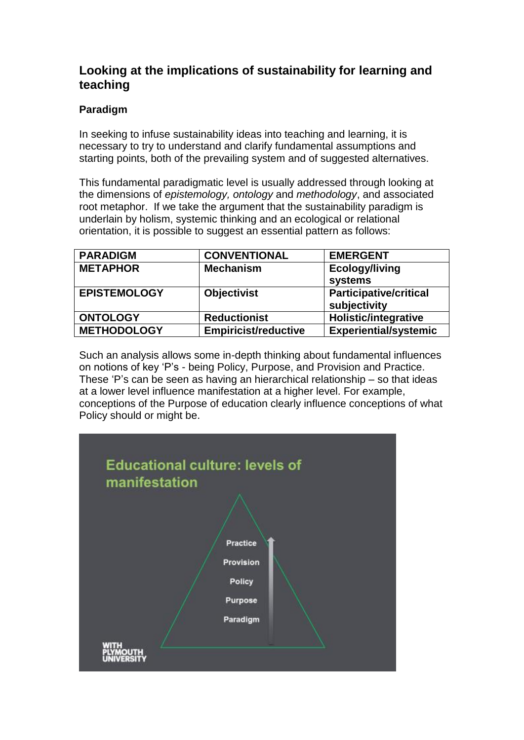## Looking at the implications of sustainability for learning and teaching

### Paradigm

In seeking to infuse sustainability ideas into teaching and learning, it is necessary to try to understand and clarify fundamental assumptions and starting points, both of the prevailing system and of suggested alternatives.

This fundamental paradigmatic level is usually addressed through looking at the dimensions of *epistemology, ontology* and *methodology*, and associated root metaphor. If we take the argument that the sustainability paradigm is underlain by holism, systemic thinking and an ecological or relational orientation, it is possible to suggest an essential pattern as follows:

| PARADIGM | CONVENTIONAL | EMERGENT |
| --- | --- | --- |
| **METAPHOR** | **Mechanism** | **Ecology/living systems** |
| **EPISTEMOLOGY** | **Objectivist** | **Participative/critical subjectivity** |
| **ONTOLOGY** | **Reductionist** | **Holistic/integrative** |
| **METHODOLOGY** | **Empiricist/reductive** | **Experiential/systemic** |

Such an analysis allows some in-depth thinking about fundamental influences on notions of key ‘P’s - being Policy, Purpose, and Provision and Practice. These ‘P’s can be seen as having an hierarchical relationship – so that ideas at a lower level influence manifestation at a higher level. For example, conceptions of the Purpose of education clearly influence conceptions of what Policy should or might be.

**Educational culture: levels of manifestation**

- Practice
- Provision
- Policy
- Purpose
- Paradigm

WITH PLYMOUTH UNIVERSITY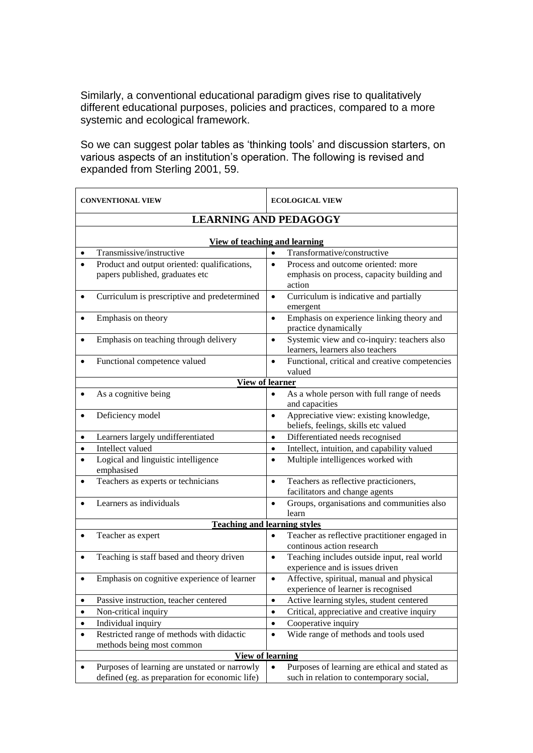Similarly, a conventional educational paradigm gives rise to qualitatively different educational purposes, policies and practices, compared to a more systemic and ecological framework.

So we can suggest polar tables as 'thinking tools' and discussion starters, on various aspects of an institution's operation. The following is revised and expanded from Sterling 2001, 59.

| CONVENTIONAL VIEW | ECOLOGICAL VIEW |
|---|---|
| **LEARNING AND PEDAGOGY** | |
| **View of teaching and learning** | |
| • Transmissive/instructive | • Transformative/constructive |
| • Product and output oriented: qualifications, papers published, graduates etc | • Process and outcome oriented: more emphasis on process, capacity building and action |
| • Curriculum is prescriptive and predetermined | • Curriculum is indicative and partially emergent |
| • Emphasis on theory | • Emphasis on experience linking theory and practice dynamically |
| • Emphasis on teaching through delivery | • Systemic view and co-inquiry: teachers also learners, learners also teachers |
| • Functional competence valued | • Functional, critical and creative competencies valued |
| **View of learner** | |
| • As a cognitive being | • As a whole person with full range of needs and capacities |
| • Deficiency model | • Appreciative view: existing knowledge, beliefs, feelings, skills etc valued |
| • Learners largely undifferentiated | • Differentiated needs recognised |
| • Intellect valued | • Intellect, intuition, and capability valued |
| • Logical and linguistic intelligence emphasised | • Multiple intelligences worked with |
| • Teachers as experts or technicians | • Teachers as reflective practicioners, facilitators and change agents |
| • Learners as individuals | • Groups, organisations and communities also learn |
| **Teaching and learning styles** | |
| • Teacher as expert | • Teacher as reflective practitioner engaged in continous action research |
| • Teaching is staff based and theory driven | • Teaching includes outside input, real world experience and is issues driven |
| • Emphasis on cognitive experience of learner | • Affective, spiritual, manual and physical experience of learner is recognised |
| • Passive instruction, teacher centered | • Active learning styles, student centered |
| • Non-critical inquiry | • Critical, appreciative and creative inquiry |
| • Individual inquiry | • Cooperative inquiry |
| • Restricted range of methods with didactic methods being most common | • Wide range of methods and tools used |
| **View of learning** | |
| • Purposes of learning are unstated or narrowly defined (eg. as preparation for economic life) | • Purposes of learning are ethical and stated as such in relation to contemporary social, |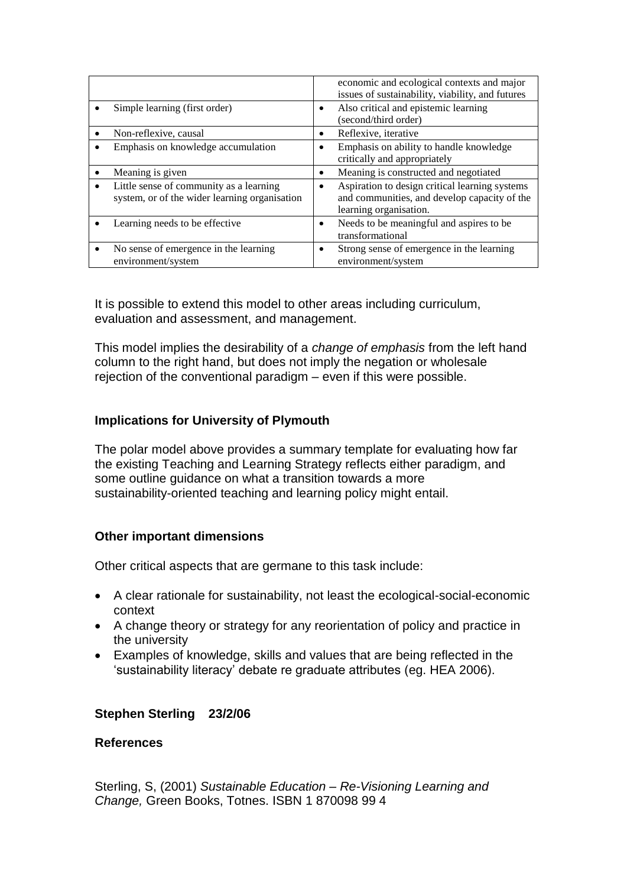|  |  |
| --- | --- |
|  | economic and ecological contexts and major issues of sustainability, viability, and futures |
| • Simple learning (first order) | • Also critical and epistemic learning (second/third order) |
| • Non-reflexive, causal | • Reflexive, iterative |
| • Emphasis on knowledge accumulation | • Emphasis on ability to handle knowledge critically and appropriately |
| • Meaning is given | • Meaning is constructed and negotiated |
| • Little sense of community as a learning system, or of the wider learning organisation | • Aspiration to design critical learning systems and communities, and develop capacity of the learning organisation. |
| • Learning needs to be effective | • Needs to be meaningful and aspires to be transformational |
| • No sense of emergence in the learning environment/system | • Strong sense of emergence in the learning environment/system |

It is possible to extend this model to other areas including curriculum, evaluation and assessment, and management.

This model implies the desirability of a *change of emphasis* from the left hand column to the right hand, but does not imply the negation or wholesale rejection of the conventional paradigm – even if this were possible.

### Implications for University of Plymouth

The polar model above provides a summary template for evaluating how far the existing Teaching and Learning Strategy reflects either paradigm, and some outline guidance on what a transition towards a more sustainability-oriented teaching and learning policy might entail.

### Other important dimensions

Other critical aspects that are germane to this task include:

- A clear rationale for sustainability, not least the ecological-social-economic context
- A change theory or strategy for any reorientation of policy and practice in the university
- Examples of knowledge, skills and values that are being reflected in the 'sustainability literacy' debate re graduate attributes (eg. HEA 2006).

**Stephen Sterling 23/2/06**

### References

Sterling, S, (2001) *Sustainable Education – Re-Visioning Learning and Change,* Green Books, Totnes. ISBN 1 870098 99 4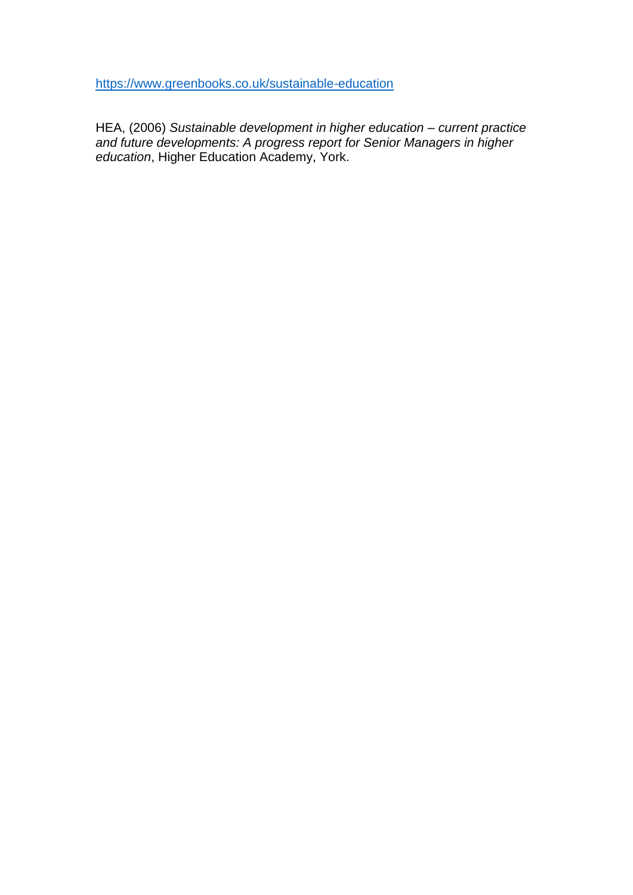https://www.greenbooks.co.uk/sustainable-education

HEA, (2006) *Sustainable development in higher education – current practice and future developments: A progress report for Senior Managers in higher education*, Higher Education Academy, York.